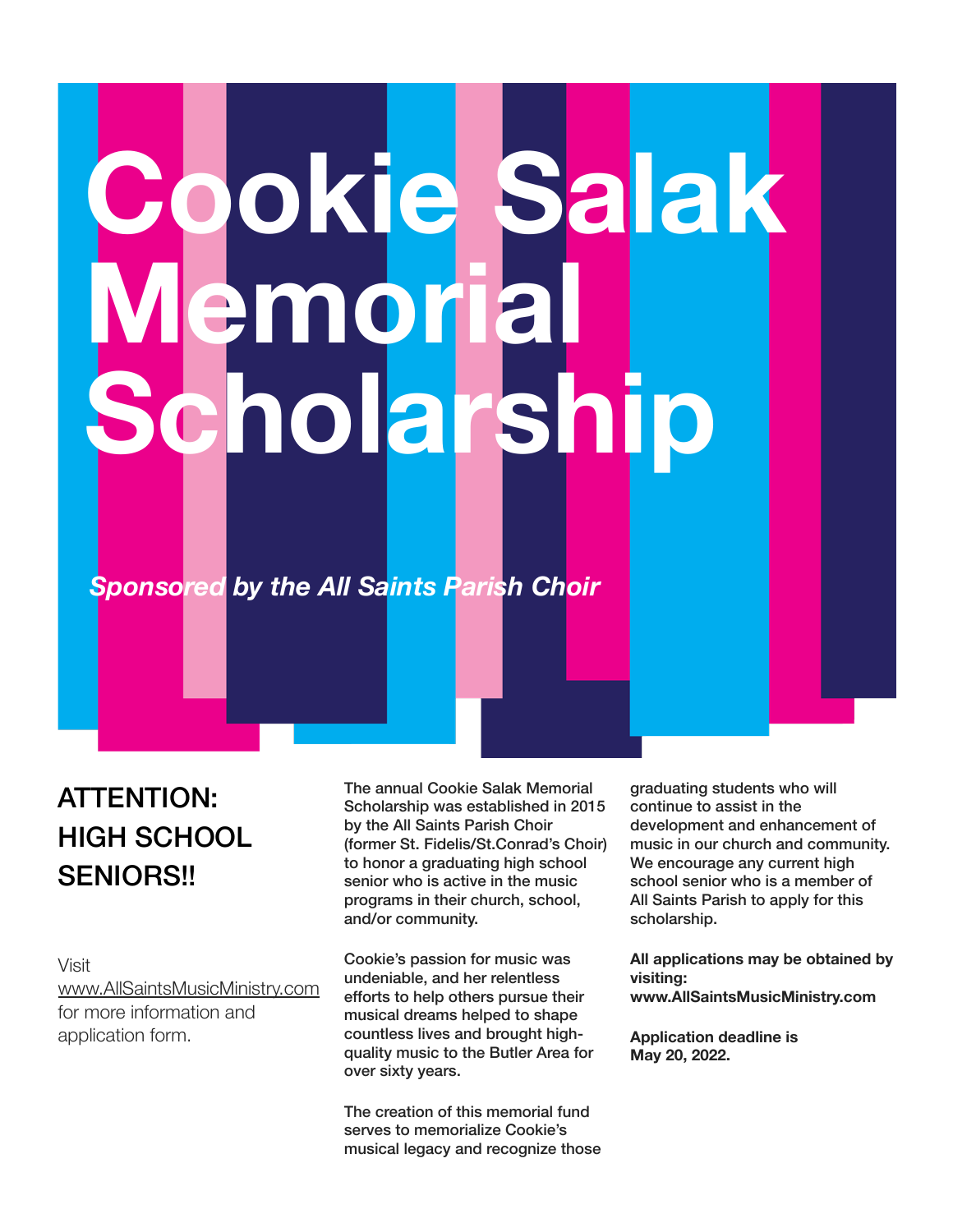# Cookie Salak Memorial Scholarship

***Sponsored by the All Saints Parish Choir***

## ATTENTION: HIGH SCHOOL SENIORS!!

Visit www.AllSaintsMusicMinistry.com for more information and application form.

The annual Cookie Salak Memorial Scholarship was established in 2015 by the All Saints Parish Choir (former St. Fidelis/St.Conrad's Choir) to honor a graduating high school senior who is active in the music programs in their church, school, and/or community.

Cookie's passion for music was undeniable, and her relentless efforts to help others pursue their musical dreams helped to shape countless lives and brought high-quality music to the Butler Area for over sixty years.

The creation of this memorial fund serves to memorialize Cookie's musical legacy and recognize those graduating students who will continue to assist in the development and enhancement of music in our church and community. We encourage any current high school senior who is a member of All Saints Parish to apply for this scholarship.

**All applications may be obtained by visiting: www.AllSaintsMusicMinistry.com**

**Application deadline is May 20, 2022.**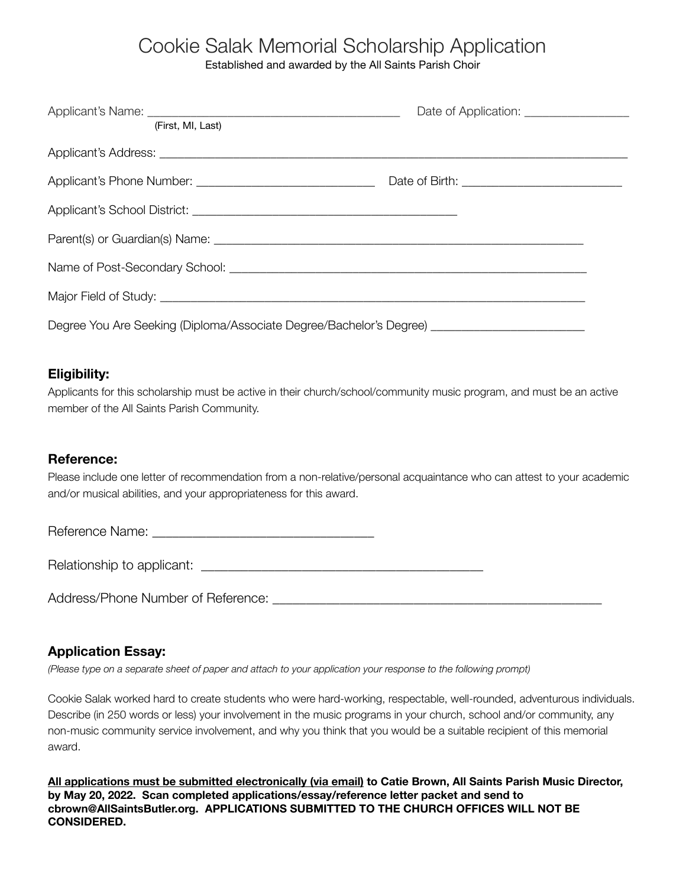# Cookie Salak Memorial Scholarship Application

Established and awarded by the All Saints Parish Choir

Applicant's Name: ________________________________________ Date of Application: ________________
(First, MI, Last)

Applicant's Address: ______________________________________________________________________________

Applicant's Phone Number: ____________________________ Date of Birth: _________________________

Applicant's School District: __________________________________________

Parent(s) or Guardian(s) Name: ___________________________________________________________

Name of Post-Secondary School: ________________________________________________________

Major Field of Study: ____________________________________________________________________

Degree You Are Seeking (Diploma/Associate Degree/Bachelor's Degree) ________________________

### Eligibility:

Applicants for this scholarship must be active in their church/school/community music program, and must be an active member of the All Saints Parish Community.

### Reference:

Please include one letter of recommendation from a non-relative/personal acquaintance who can attest to your academic and/or musical abilities, and your appropriateness for this award.

Reference Name: ________________________________

Relationship to applicant: ________________________________________

Address/Phone Number of Reference: __________________________________________________

### Application Essay:

*(Please type on a separate sheet of paper and attach to your application your response to the following prompt)*

Cookie Salak worked hard to create students who were hard-working, respectable, well-rounded, adventurous individuals. Describe (in 250 words or less) your involvement in the music programs in your church, school and/or community, any non-music community service involvement, and why you think that you would be a suitable recipient of this memorial award.

**<u>All applications must be submitted electronically (via email)</u> to Catie Brown, All Saints Parish Music Director, by May 20, 2022. Scan completed applications/essay/reference letter packet and send to cbrown@AllSaintsButler.org. APPLICATIONS SUBMITTED TO THE CHURCH OFFICES WILL NOT BE CONSIDERED.**